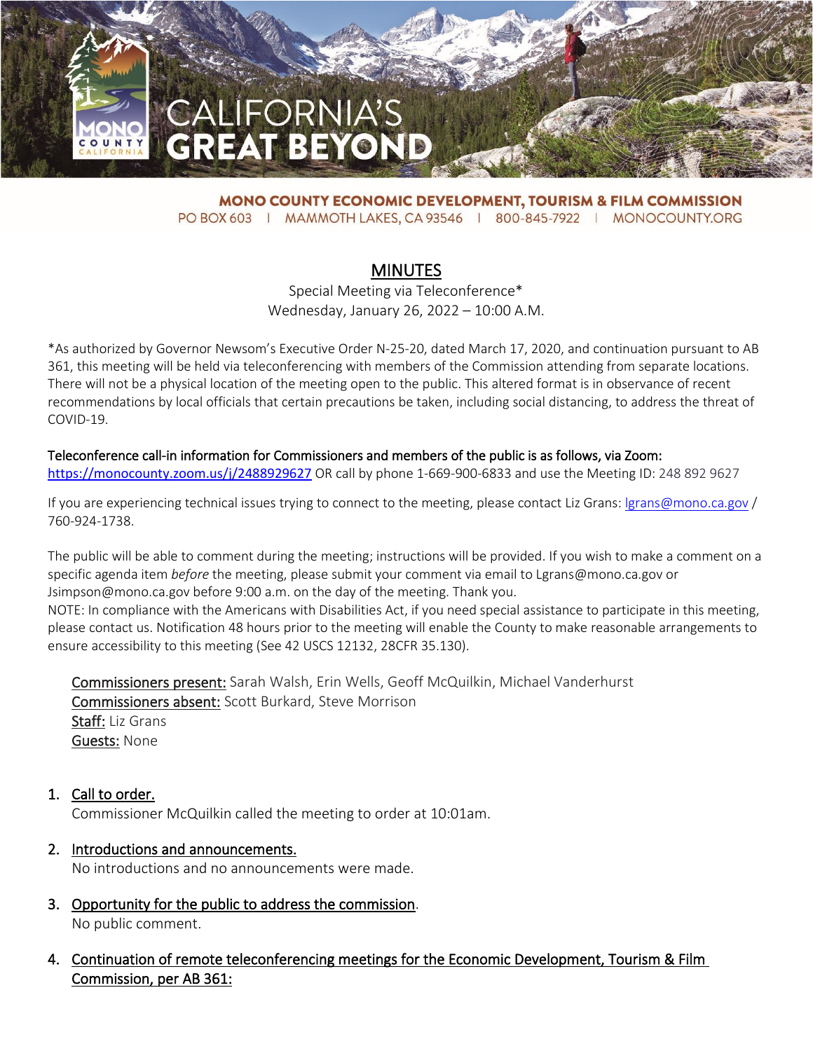CALIFORNIA'S GREAT BEYOND

**MONO COUNTY ECONOMIC DEVELOPMENT, TOURISM & FILM COMMISSION**
PO BOX 603 | MAMMOTH LAKES, CA 93546 | 800-845-7922 | MONOCOUNTY.ORG

# MINUTES

Special Meeting via Teleconference*
Wednesday, January 26, 2022 – 10:00 A.M.

*As authorized by Governor Newsom's Executive Order N-25-20, dated March 17, 2020, and continuation pursuant to AB 361, this meeting will be held via teleconferencing with members of the Commission attending from separate locations. There will not be a physical location of the meeting open to the public. This altered format is in observance of recent recommendations by local officials that certain precautions be taken, including social distancing, to address the threat of COVID-19.

Teleconference call-in information for Commissioners and members of the public is as follows, via Zoom: https://monocounty.zoom.us/j/2488929627 OR call by phone 1-669-900-6833 and use the Meeting ID: 248 892 9627

If you are experiencing technical issues trying to connect to the meeting, please contact Liz Grans: lgrans@mono.ca.gov / 760-924-1738.

The public will be able to comment during the meeting; instructions will be provided. If you wish to make a comment on a specific agenda item *before* the meeting, please submit your comment via email to Lgrans@mono.ca.gov or Jsimpson@mono.ca.gov before 9:00 a.m. on the day of the meeting. Thank you.
NOTE: In compliance with the Americans with Disabilities Act, if you need special assistance to participate in this meeting, please contact us. Notification 48 hours prior to the meeting will enable the County to make reasonable arrangements to ensure accessibility to this meeting (See 42 USCS 12132, 28CFR 35.130).

Commissioners present: Sarah Walsh, Erin Wells, Geoff McQuilkin, Michael Vanderhurst
Commissioners absent: Scott Burkard, Steve Morrison
Staff: Liz Grans
Guests: None

1. Call to order.
   Commissioner McQuilkin called the meeting to order at 10:01am.

2. Introductions and announcements.
   No introductions and no announcements were made.

3. Opportunity for the public to address the commission.
   No public comment.

4. Continuation of remote teleconferencing meetings for the Economic Development, Tourism & Film Commission, per AB 361: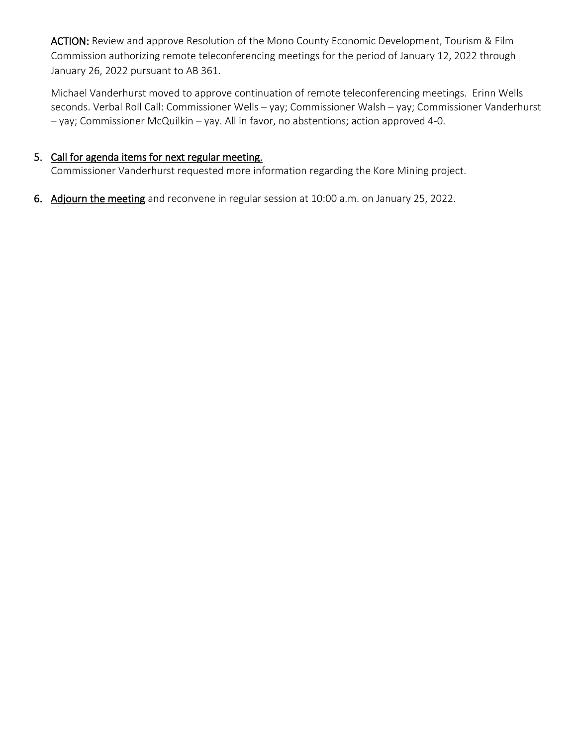**ACTION:** Review and approve Resolution of the Mono County Economic Development, Tourism & Film Commission authorizing remote teleconferencing meetings for the period of January 12, 2022 through January 26, 2022 pursuant to AB 361.

Michael Vanderhurst moved to approve continuation of remote teleconferencing meetings. Erinn Wells seconds. Verbal Roll Call: Commissioner Wells – yay; Commissioner Walsh – yay; Commissioner Vanderhurst – yay; Commissioner McQuilkin – yay. All in favor, no abstentions; action approved 4-0.

5. Call for agenda items for next regular meeting.
   Commissioner Vanderhurst requested more information regarding the Kore Mining project.

6. **Adjourn the meeting** and reconvene in regular session at 10:00 a.m. on January 25, 2022.